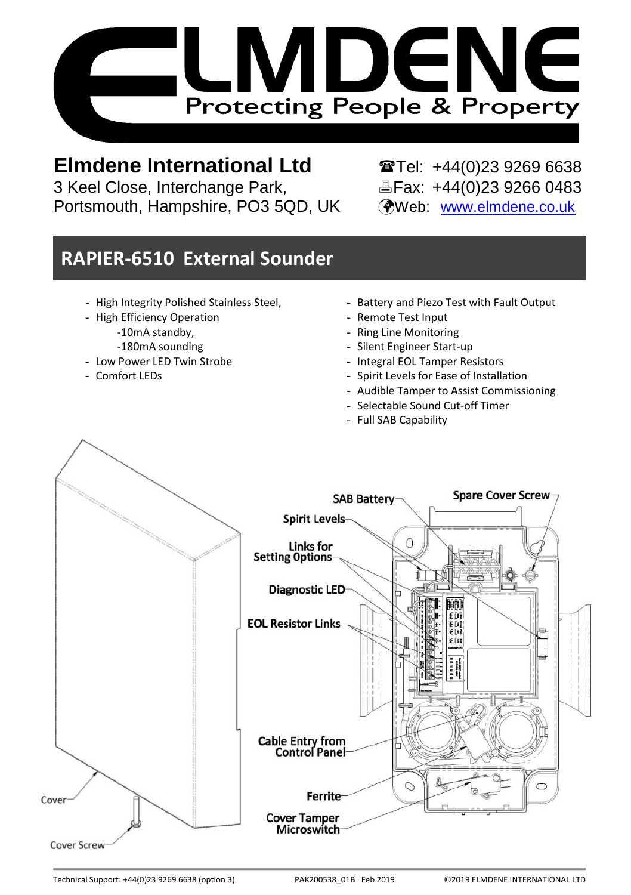# ELMDENE
Protecting People & Property

**Elmdene International Ltd**
3 Keel Close, Interchange Park,
Portsmouth, Hampshire, PO3 5QD, UK

☎Tel: +44(0)23 9269 6638
🖷Fax: +44(0)23 9266 0483
Web: www.elmdene.co.uk

## RAPIER-6510 External Sounder

- High Integrity Polished Stainless Steel,
- High Efficiency Operation
  - -10mA standby,
  - -180mA sounding
- Low Power LED Twin Strobe
- Comfort LEDs
- Battery and Piezo Test with Fault Output
- Remote Test Input
- Ring Line Monitoring
- Silent Engineer Start-up
- Integral EOL Tamper Resistors
- Spirit Levels for Ease of Installation
- Audible Tamper to Assist Commissioning
- Selectable Sound Cut-off Timer
- Full SAB Capability

SAB Battery
Spare Cover Screw
Spirit Levels
Links for Setting Options
Diagnostic LED
EOL Resistor Links
Cable Entry from Control Panel
Ferrite
Cover Tamper Microswitch
Cover
Cover Screw

Technical Support: +44(0)23 9269 6638 (option 3) PAK200538_01B Feb 2019 ©2019 ELMDENE INTERNATIONAL LTD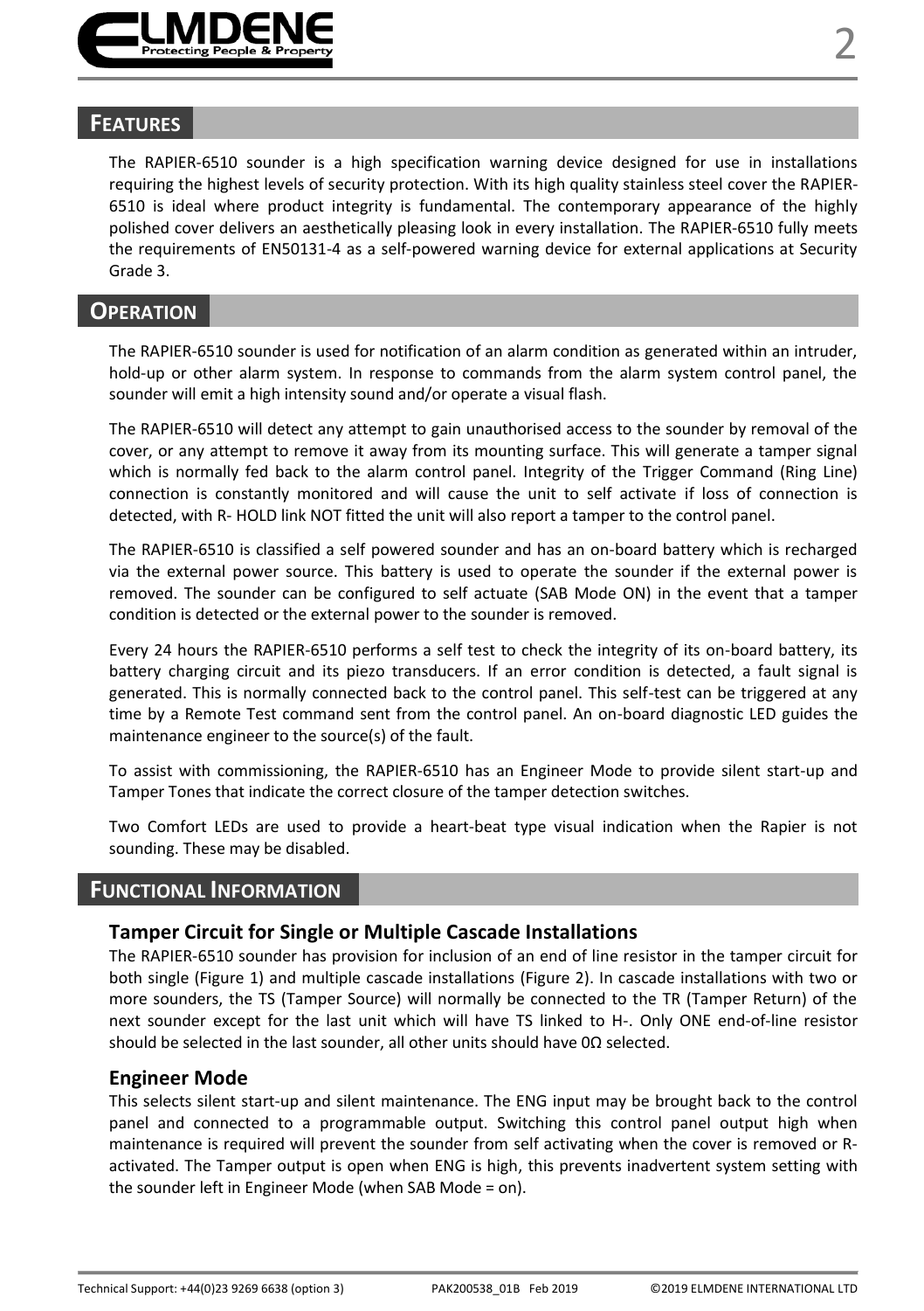## FEATURES

The RAPIER-6510 sounder is a high specification warning device designed for use in installations requiring the highest levels of security protection. With its high quality stainless steel cover the RAPIER-6510 is ideal where product integrity is fundamental. The contemporary appearance of the highly polished cover delivers an aesthetically pleasing look in every installation. The RAPIER-6510 fully meets the requirements of EN50131-4 as a self-powered warning device for external applications at Security Grade 3.

## OPERATION

The RAPIER-6510 sounder is used for notification of an alarm condition as generated within an intruder, hold-up or other alarm system. In response to commands from the alarm system control panel, the sounder will emit a high intensity sound and/or operate a visual flash.

The RAPIER-6510 will detect any attempt to gain unauthorised access to the sounder by removal of the cover, or any attempt to remove it away from its mounting surface. This will generate a tamper signal which is normally fed back to the alarm control panel. Integrity of the Trigger Command (Ring Line) connection is constantly monitored and will cause the unit to self activate if loss of connection is detected, with R- HOLD link NOT fitted the unit will also report a tamper to the control panel.

The RAPIER-6510 is classified a self powered sounder and has an on-board battery which is recharged via the external power source. This battery is used to operate the sounder if the external power is removed. The sounder can be configured to self actuate (SAB Mode ON) in the event that a tamper condition is detected or the external power to the sounder is removed.

Every 24 hours the RAPIER-6510 performs a self test to check the integrity of its on-board battery, its battery charging circuit and its piezo transducers. If an error condition is detected, a fault signal is generated. This is normally connected back to the control panel. This self-test can be triggered at any time by a Remote Test command sent from the control panel. An on-board diagnostic LED guides the maintenance engineer to the source(s) of the fault.

To assist with commissioning, the RAPIER-6510 has an Engineer Mode to provide silent start-up and Tamper Tones that indicate the correct closure of the tamper detection switches.

Two Comfort LEDs are used to provide a heart-beat type visual indication when the Rapier is not sounding. These may be disabled.

## FUNCTIONAL INFORMATION

### Tamper Circuit for Single or Multiple Cascade Installations

The RAPIER-6510 sounder has provision for inclusion of an end of line resistor in the tamper circuit for both single (Figure 1) and multiple cascade installations (Figure 2). In cascade installations with two or more sounders, the TS (Tamper Source) will normally be connected to the TR (Tamper Return) of the next sounder except for the last unit which will have TS linked to H-. Only ONE end-of-line resistor should be selected in the last sounder, all other units should have 0Ω selected.

### Engineer Mode

This selects silent start-up and silent maintenance. The ENG input may be brought back to the control panel and connected to a programmable output. Switching this control panel output high when maintenance is required will prevent the sounder from self activating when the cover is removed or R-activated. The Tamper output is open when ENG is high, this prevents inadvertent system setting with the sounder left in Engineer Mode (when SAB Mode = on).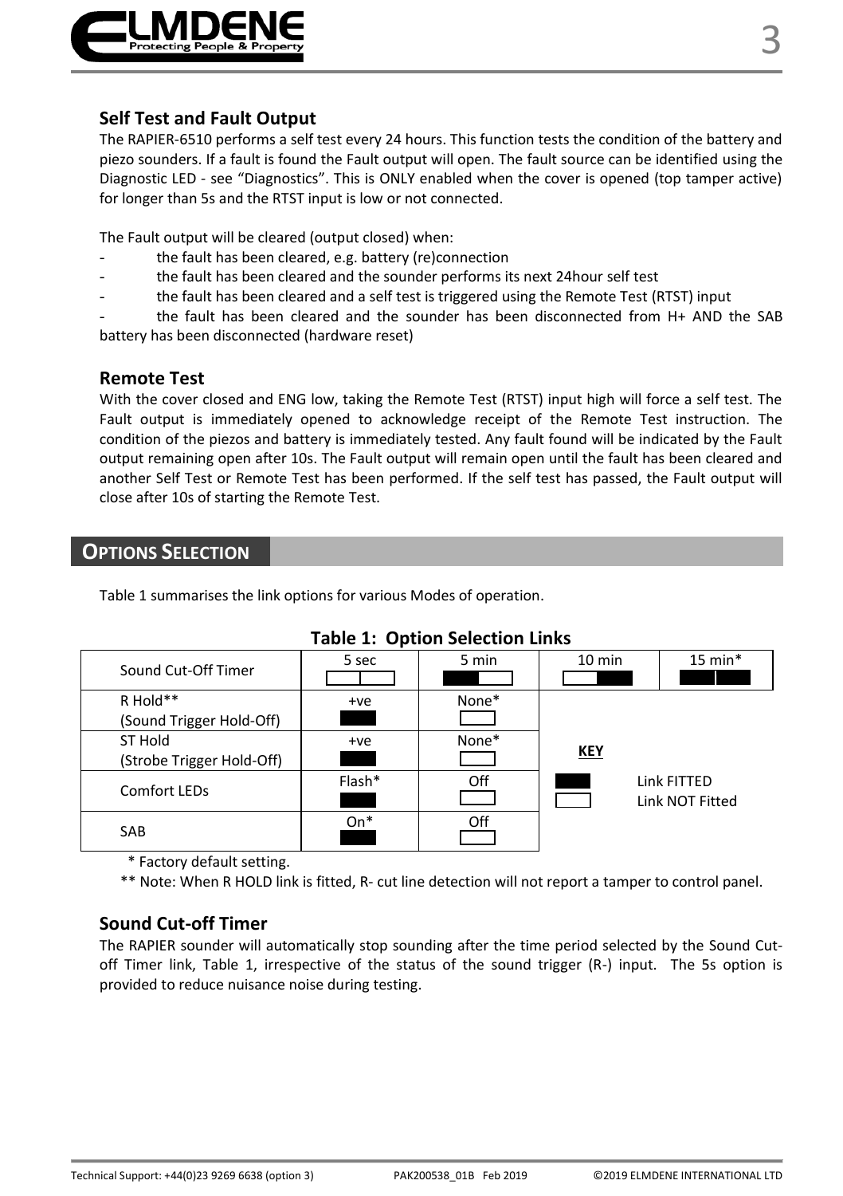### Self Test and Fault Output

The RAPIER-6510 performs a self test every 24 hours. This function tests the condition of the battery and piezo sounders. If a fault is found the Fault output will open. The fault source can be identified using the Diagnostic LED - see “Diagnostics”. This is ONLY enabled when the cover is opened (top tamper active) for longer than 5s and the RTST input is low or not connected.

The Fault output will be cleared (output closed) when:

- the fault has been cleared, e.g. battery (re)connection
- the fault has been cleared and the sounder performs its next 24hour self test
- the fault has been cleared and a self test is triggered using the Remote Test (RTST) input
- the fault has been cleared and the sounder has been disconnected from H+ AND the SAB battery has been disconnected (hardware reset)

### Remote Test

With the cover closed and ENG low, taking the Remote Test (RTST) input high will force a self test. The Fault output is immediately opened to acknowledge receipt of the Remote Test instruction. The condition of the piezos and battery is immediately tested. Any fault found will be indicated by the Fault output remaining open after 10s. The Fault output will remain open until the fault has been cleared and another Self Test or Remote Test has been performed. If the self test has passed, the Fault output will close after 10s of starting the Remote Test.

## OPTIONS SELECTION

Table 1 summarises the link options for various Modes of operation.

**Table 1: Option Selection Links**

| | | | | |
|---|---|---|---|---|
| Sound Cut-Off Timer | 5 sec □□ | 5 min ■□ | 10 min □■ | 15 min* ■■ |
| R Hold** (Sound Trigger Hold-Off) | +ve ■ | None* □ | | |
| ST Hold (Strobe Trigger Hold-Off) | +ve ■ | None* □ | | |
| Comfort LEDs | Flash* ■ | Off □ | | |
| SAB | On* ■ | Off □ | | |

**KEY**

■ Link FITTED
□ Link NOT Fitted

\* Factory default setting.

** Note: When R HOLD link is fitted, R- cut line detection will not report a tamper to control panel.

### Sound Cut-off Timer

The RAPIER sounder will automatically stop sounding after the time period selected by the Sound Cut-off Timer link, Table 1, irrespective of the status of the sound trigger (R-) input. The 5s option is provided to reduce nuisance noise during testing.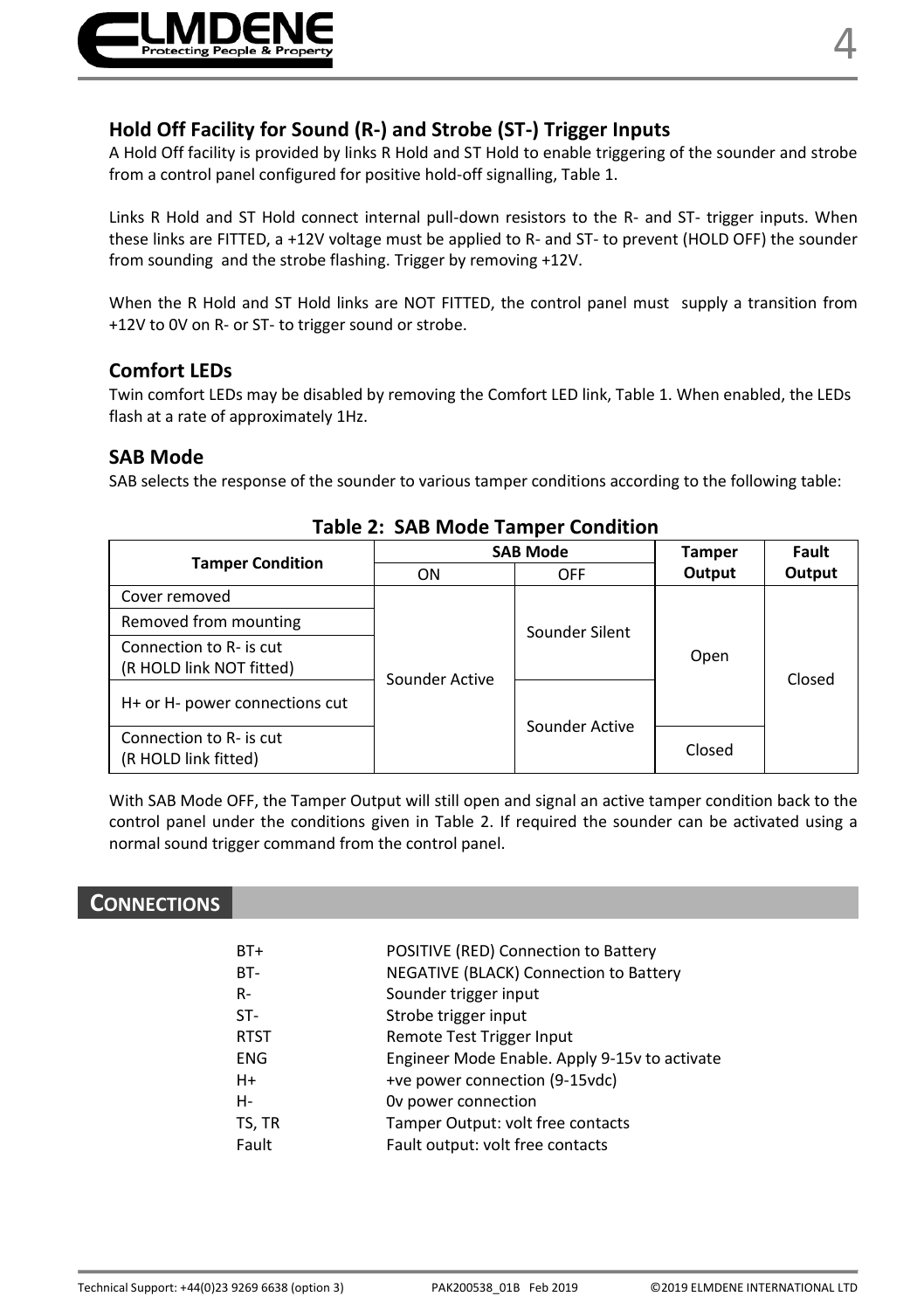## Hold Off Facility for Sound (R-) and Strobe (ST-) Trigger Inputs

A Hold Off facility is provided by links R Hold and ST Hold to enable triggering of the sounder and strobe from a control panel configured for positive hold-off signalling, Table 1.

Links R Hold and ST Hold connect internal pull-down resistors to the R- and ST- trigger inputs. When these links are FITTED, a +12V voltage must be applied to R- and ST- to prevent (HOLD OFF) the sounder from sounding and the strobe flashing. Trigger by removing +12V.

When the R Hold and ST Hold links are NOT FITTED, the control panel must supply a transition from +12V to 0V on R- or ST- to trigger sound or strobe.

## Comfort LEDs

Twin comfort LEDs may be disabled by removing the Comfort LED link, Table 1. When enabled, the LEDs flash at a rate of approximately 1Hz.

## SAB Mode

SAB selects the response of the sounder to various tamper conditions according to the following table:

**Table 2: SAB Mode Tamper Condition**

| Tamper Condition | SAB Mode | | Tamper Output | Fault Output |
|---|---|---|---|---|
| | ON | OFF | | |
| Cover removed | Sounder Active | Sounder Silent | Open | Closed |
| Removed from mounting | Sounder Active | Sounder Silent | Open | Closed |
| Connection to R- is cut (R HOLD link NOT fitted) | Sounder Active | Sounder Silent | Open | Closed |
| H+ or H- power connections cut | Sounder Active | Sounder Active | Open | Closed |
| Connection to R- is cut (R HOLD link fitted) | Sounder Active | Sounder Active | Closed | Closed |

With SAB Mode OFF, the Tamper Output will still open and signal an active tamper condition back to the control panel under the conditions given in Table 2. If required the sounder can be activated using a normal sound trigger command from the control panel.

# CONNECTIONS

| | |
|---|---|
| BT+ | POSITIVE (RED) Connection to Battery |
| BT- | NEGATIVE (BLACK) Connection to Battery |
| R- | Sounder trigger input |
| ST- | Strobe trigger input |
| RTST | Remote Test Trigger Input |
| ENG | Engineer Mode Enable. Apply 9-15v to activate |
| H+ | +ve power connection (9-15vdc) |
| H- | 0v power connection |
| TS, TR | Tamper Output: volt free contacts |
| Fault | Fault output: volt free contacts |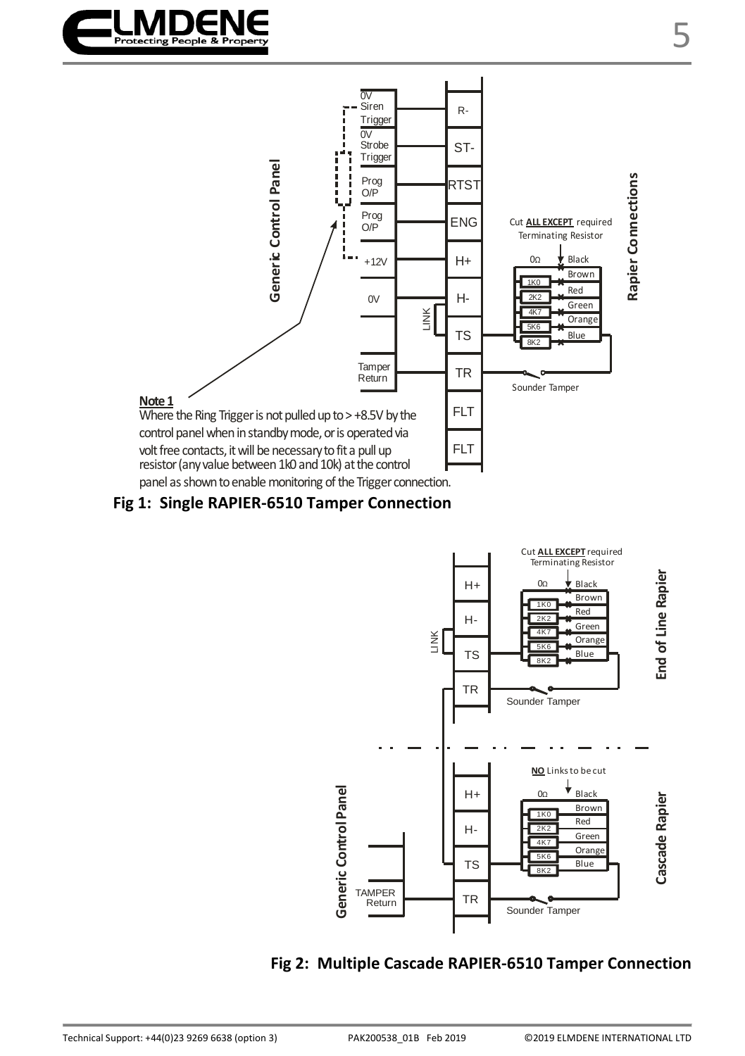**Note 1**
Where the Ring Trigger is not pulled up to > +8.5V by the control panel when in standby mode, or is operated via volt free contacts, it will be necessary to fit a pull up resistor (any value between 1k0 and 10k) at the control panel as shown to enable monitoring of the Trigger connection.

**Fig 1: Single RAPIER-6510 Tamper Connection**

**Fig 2: Multiple Cascade RAPIER-6510 Tamper Connection**

Technical Support: +44(0)23 9269 6638 (option 3) PAK200538_01B Feb 2019 ©2019 ELMDENE INTERNATIONAL LTD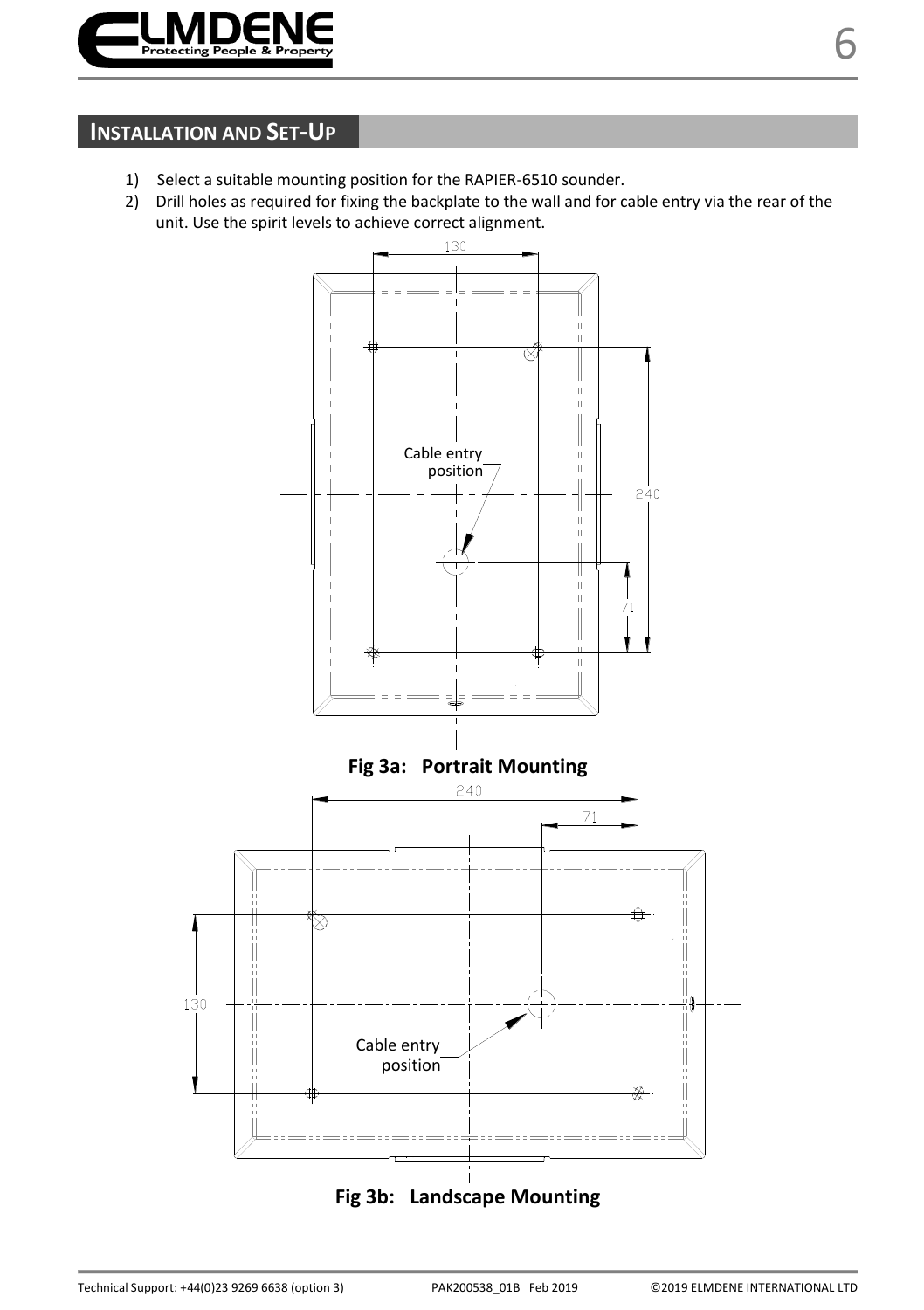## INSTALLATION AND SET-UP

1) Select a suitable mounting position for the RAPIER-6510 sounder.
2) Drill holes as required for fixing the backplate to the wall and for cable entry via the rear of the unit. Use the spirit levels to achieve correct alignment.

Fig 3a: Portrait Mounting

Fig 3b: Landscape Mounting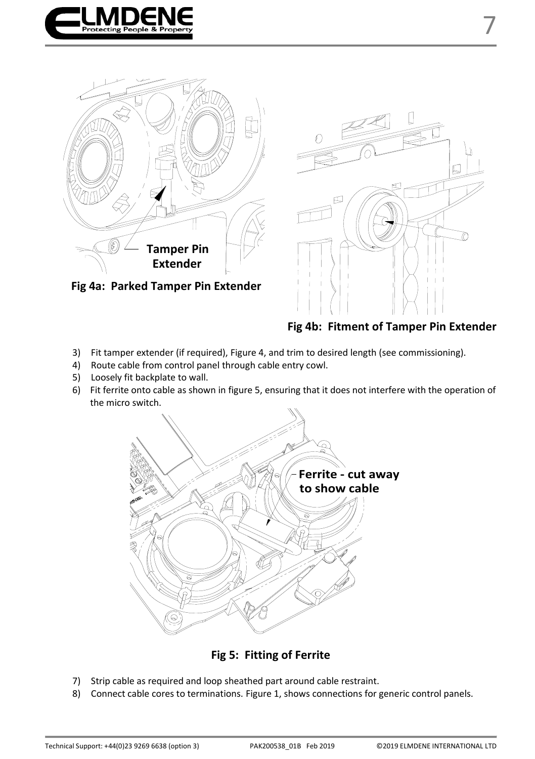Tamper Pin Extender

Fig 4a: Parked Tamper Pin Extender

Fig 4b: Fitment of Tamper Pin Extender

3) Fit tamper extender (if required), Figure 4, and trim to desired length (see commissioning).
4) Route cable from control panel through cable entry cowl.
5) Loosely fit backplate to wall.
6) Fit ferrite onto cable as shown in figure 5, ensuring that it does not interfere with the operation of the micro switch.

Ferrite - cut away to show cable

Fig 5: Fitting of Ferrite

7) Strip cable as required and loop sheathed part around cable restraint.
8) Connect cable cores to terminations. Figure 1, shows connections for generic control panels.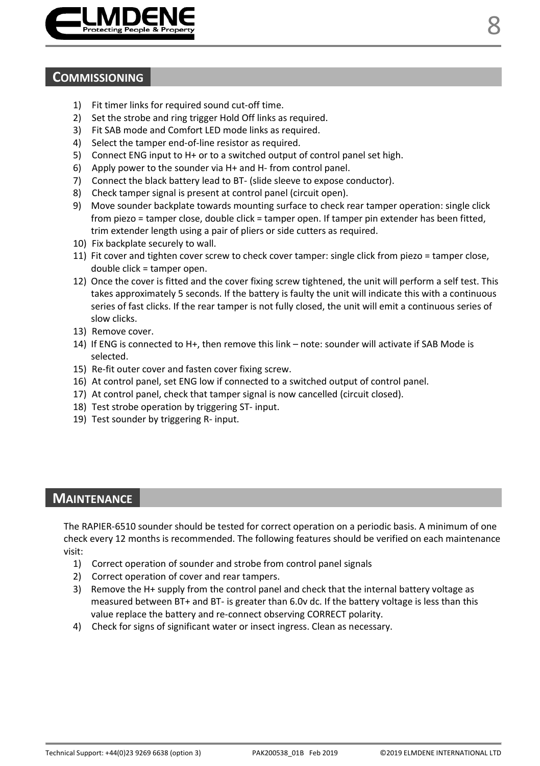## COMMISSIONING

1) Fit timer links for required sound cut-off time.
2) Set the strobe and ring trigger Hold Off links as required.
3) Fit SAB mode and Comfort LED mode links as required.
4) Select the tamper end-of-line resistor as required.
5) Connect ENG input to H+ or to a switched output of control panel set high.
6) Apply power to the sounder via H+ and H- from control panel.
7) Connect the black battery lead to BT- (slide sleeve to expose conductor).
8) Check tamper signal is present at control panel (circuit open).
9) Move sounder backplate towards mounting surface to check rear tamper operation: single click from piezo = tamper close, double click = tamper open. If tamper pin extender has been fitted, trim extender length using a pair of pliers or side cutters as required.
10) Fix backplate securely to wall.
11) Fit cover and tighten cover screw to check cover tamper: single click from piezo = tamper close, double click = tamper open.
12) Once the cover is fitted and the cover fixing screw tightened, the unit will perform a self test. This takes approximately 5 seconds. If the battery is faulty the unit will indicate this with a continuous series of fast clicks. If the rear tamper is not fully closed, the unit will emit a continuous series of slow clicks.
13) Remove cover.
14) If ENG is connected to H+, then remove this link – note: sounder will activate if SAB Mode is selected.
15) Re-fit outer cover and fasten cover fixing screw.
16) At control panel, set ENG low if connected to a switched output of control panel.
17) At control panel, check that tamper signal is now cancelled (circuit closed).
18) Test strobe operation by triggering ST- input.
19) Test sounder by triggering R- input.

## MAINTENANCE

The RAPIER-6510 sounder should be tested for correct operation on a periodic basis. A minimum of one check every 12 months is recommended. The following features should be verified on each maintenance visit:

1) Correct operation of sounder and strobe from control panel signals
2) Correct operation of cover and rear tampers.
3) Remove the H+ supply from the control panel and check that the internal battery voltage as measured between BT+ and BT- is greater than 6.0v dc. If the battery voltage is less than this value replace the battery and re-connect observing CORRECT polarity.
4) Check for signs of significant water or insect ingress. Clean as necessary.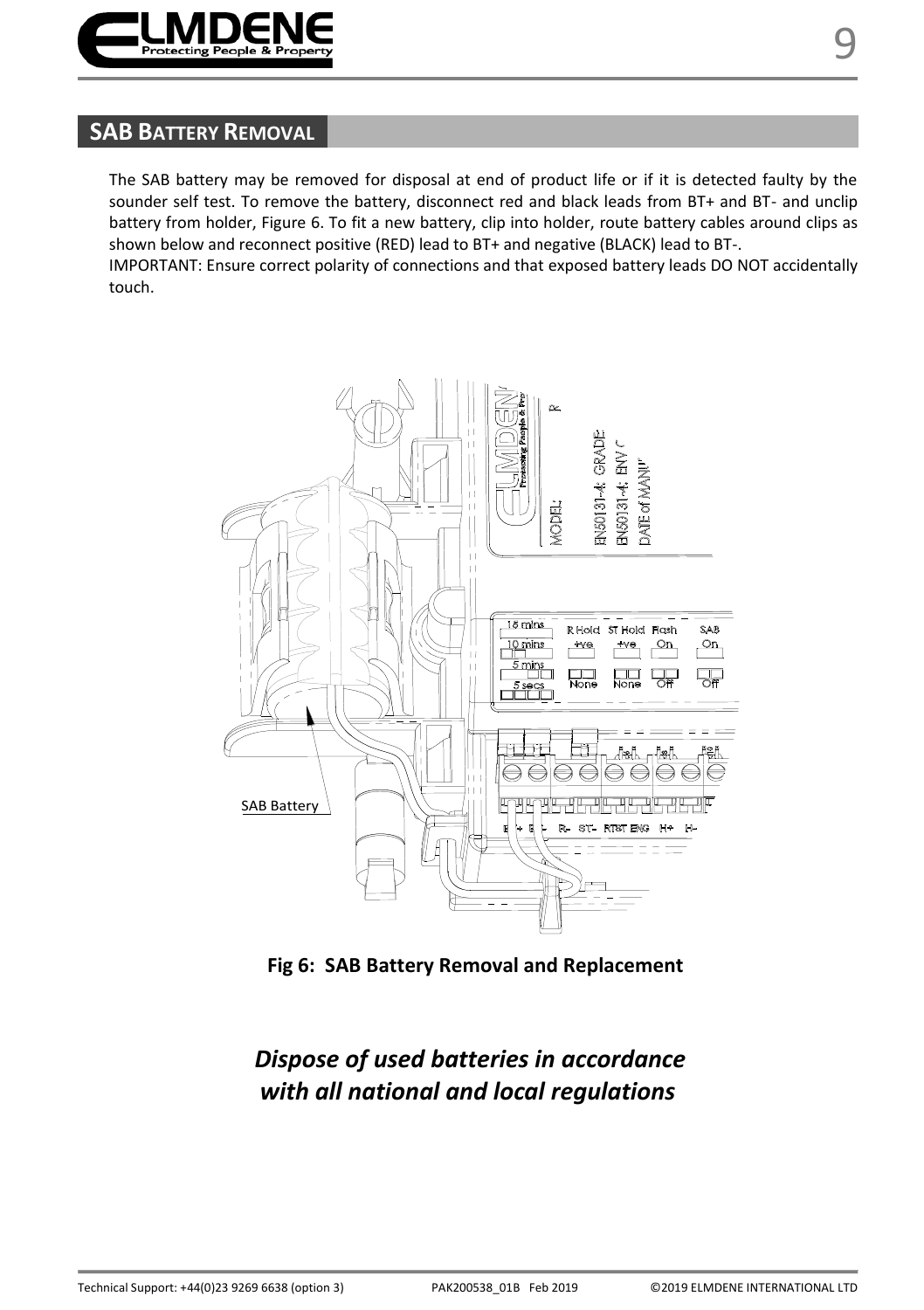## SAB BATTERY REMOVAL

The SAB battery may be removed for disposal at end of product life or if it is detected faulty by the sounder self test. To remove the battery, disconnect red and black leads from BT+ and BT- and unclip battery from holder, Figure 6. To fit a new battery, clip into holder, route battery cables around clips as shown below and reconnect positive (RED) lead to BT+ and negative (BLACK) lead to BT-.
IMPORTANT: Ensure correct polarity of connections and that exposed battery leads DO NOT accidentally touch.

**Fig 6: SAB Battery Removal and Replacement**

***Dispose of used batteries in accordance with all national and local regulations***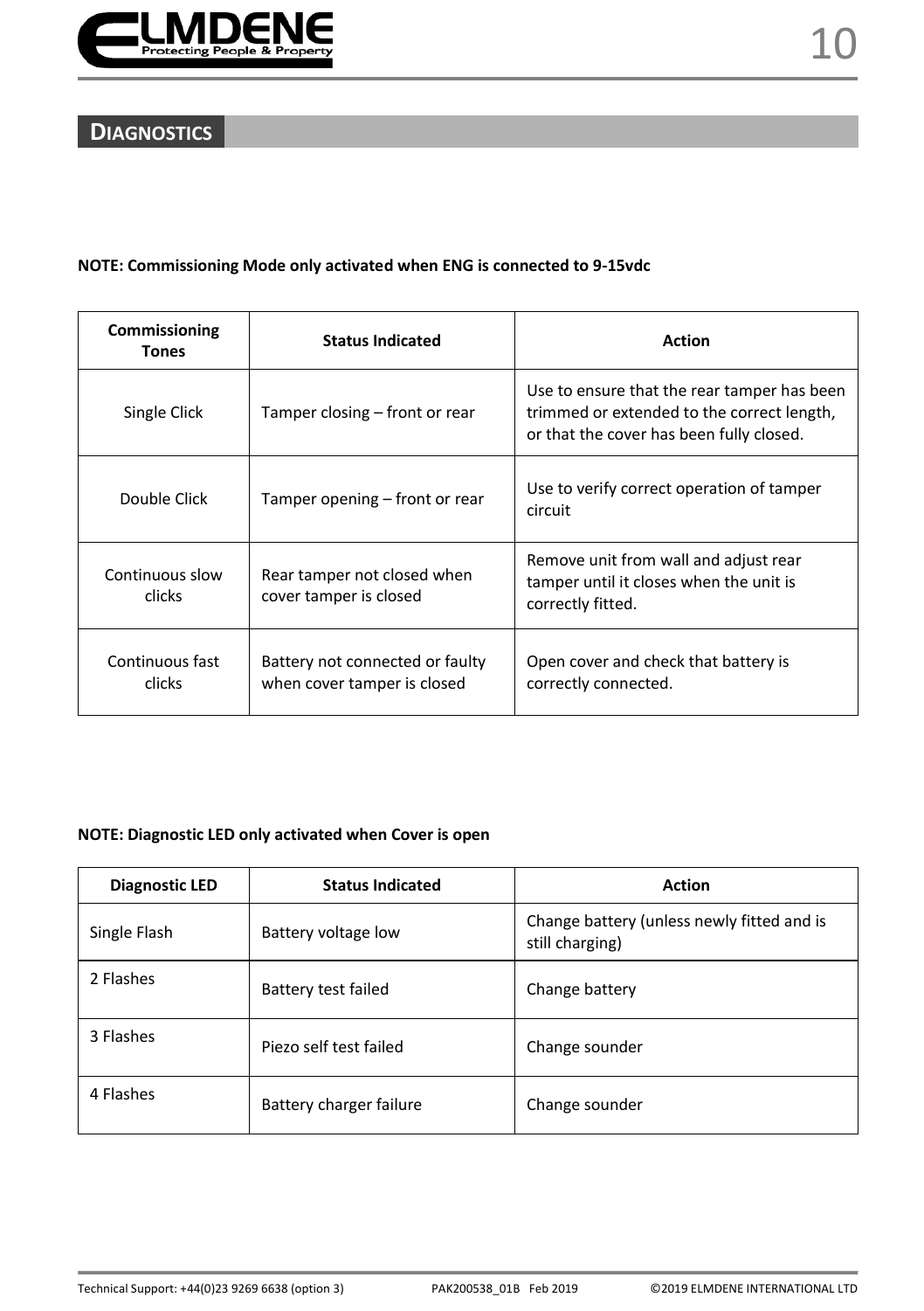## DIAGNOSTICS

**NOTE: Commissioning Mode only activated when ENG is connected to 9-15vdc**

| Commissioning Tones | Status Indicated | Action |
|---|---|---|
| Single Click | Tamper closing – front or rear | Use to ensure that the rear tamper has been trimmed or extended to the correct length, or that the cover has been fully closed. |
| Double Click | Tamper opening – front or rear | Use to verify correct operation of tamper circuit |
| Continuous slow clicks | Rear tamper not closed when cover tamper is closed | Remove unit from wall and adjust rear tamper until it closes when the unit is correctly fitted. |
| Continuous fast clicks | Battery not connected or faulty when cover tamper is closed | Open cover and check that battery is correctly connected. |

**NOTE: Diagnostic LED only activated when Cover is open**

| Diagnostic LED | Status Indicated | Action |
|---|---|---|
| Single Flash | Battery voltage low | Change battery (unless newly fitted and is still charging) |
| 2 Flashes | Battery test failed | Change battery |
| 3 Flashes | Piezo self test failed | Change sounder |
| 4 Flashes | Battery charger failure | Change sounder |

Technical Support: +44(0)23 9269 6638 (option 3) PAK200538_01B Feb 2019 ©2019 ELMDENE INTERNATIONAL LTD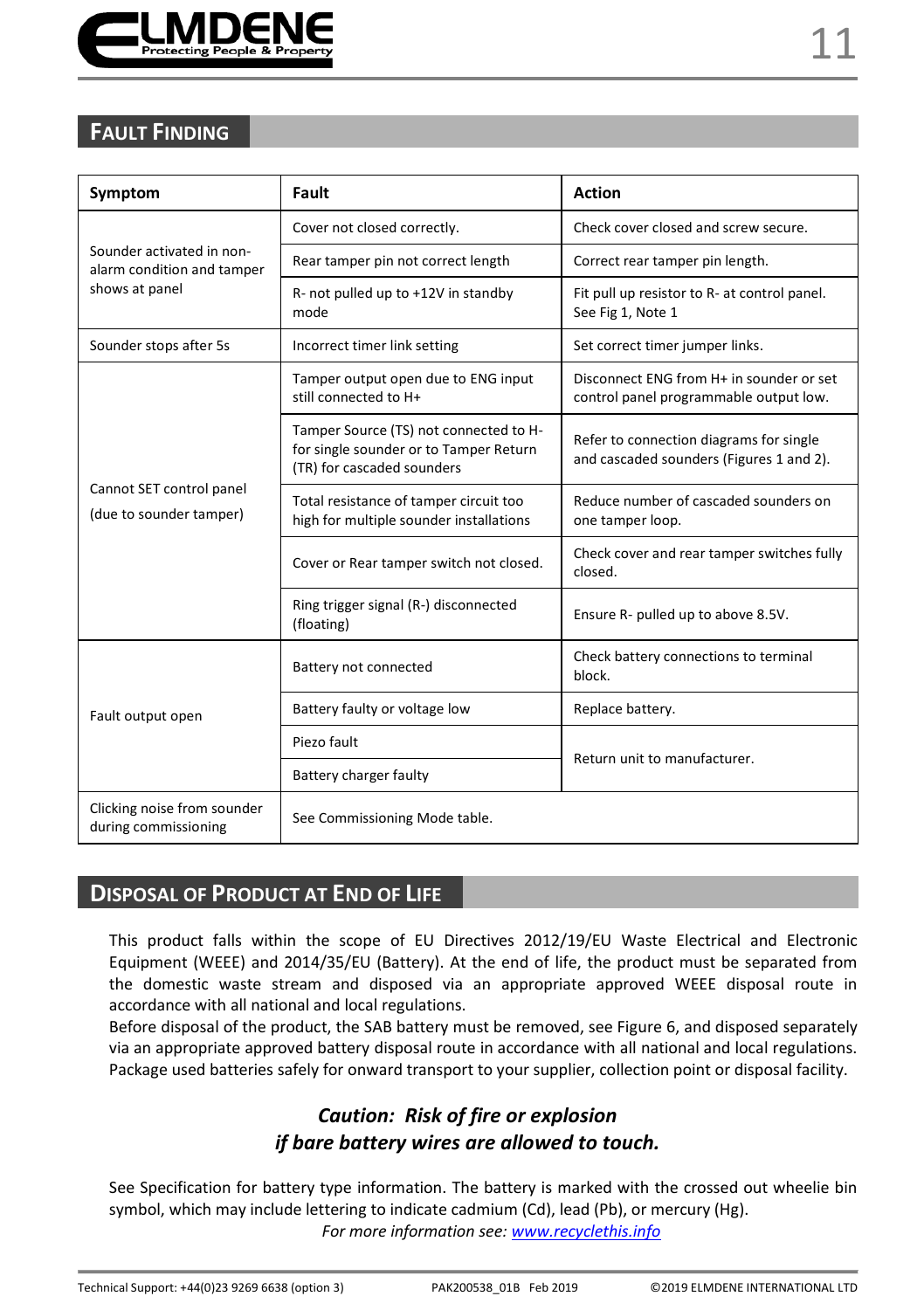## FAULT FINDING

| Symptom | Fault | Action |
| --- | --- | --- |
| Sounder activated in non-alarm condition and tamper shows at panel | Cover not closed correctly. | Check cover closed and screw secure. |
| | Rear tamper pin not correct length | Correct rear tamper pin length. |
| | R- not pulled up to +12V in standby mode | Fit pull up resistor to R- at control panel. See Fig 1, Note 1 |
| Sounder stops after 5s | Incorrect timer link setting | Set correct timer jumper links. |
| Cannot SET control panel (due to sounder tamper) | Tamper output open due to ENG input still connected to H+ | Disconnect ENG from H+ in sounder or set control panel programmable output low. |
| | Tamper Source (TS) not connected to H- for single sounder or to Tamper Return (TR) for cascaded sounders | Refer to connection diagrams for single and cascaded sounders (Figures 1 and 2). |
| | Total resistance of tamper circuit too high for multiple sounder installations | Reduce number of cascaded sounders on one tamper loop. |
| | Cover or Rear tamper switch not closed. | Check cover and rear tamper switches fully closed. |
| | Ring trigger signal (R-) disconnected (floating) | Ensure R- pulled up to above 8.5V. |
| Fault output open | Battery not connected | Check battery connections to terminal block. |
| | Battery faulty or voltage low | Replace battery. |
| | Piezo fault | Return unit to manufacturer. |
| | Battery charger faulty | |
| Clicking noise from sounder during commissioning | See Commissioning Mode table. | |

## DISPOSAL OF PRODUCT AT END OF LIFE

This product falls within the scope of EU Directives 2012/19/EU Waste Electrical and Electronic Equipment (WEEE) and 2014/35/EU (Battery). At the end of life, the product must be separated from the domestic waste stream and disposed via an appropriate approved WEEE disposal route in accordance with all national and local regulations.
Before disposal of the product, the SAB battery must be removed, see Figure 6, and disposed separately via an appropriate approved battery disposal route in accordance with all national and local regulations. Package used batteries safely for onward transport to your supplier, collection point or disposal facility.

***Caution: Risk of fire or explosion***
***if bare battery wires are allowed to touch.***

See Specification for battery type information. The battery is marked with the crossed out wheelie bin symbol, which may include lettering to indicate cadmium (Cd), lead (Pb), or mercury (Hg).

*For more information see: [www.recyclethis.info](www.recyclethis.info)*

Technical Support: +44(0)23 9269 6638 (option 3) PAK200538_01B Feb 2019 ©2019 ELMDENE INTERNATIONAL LTD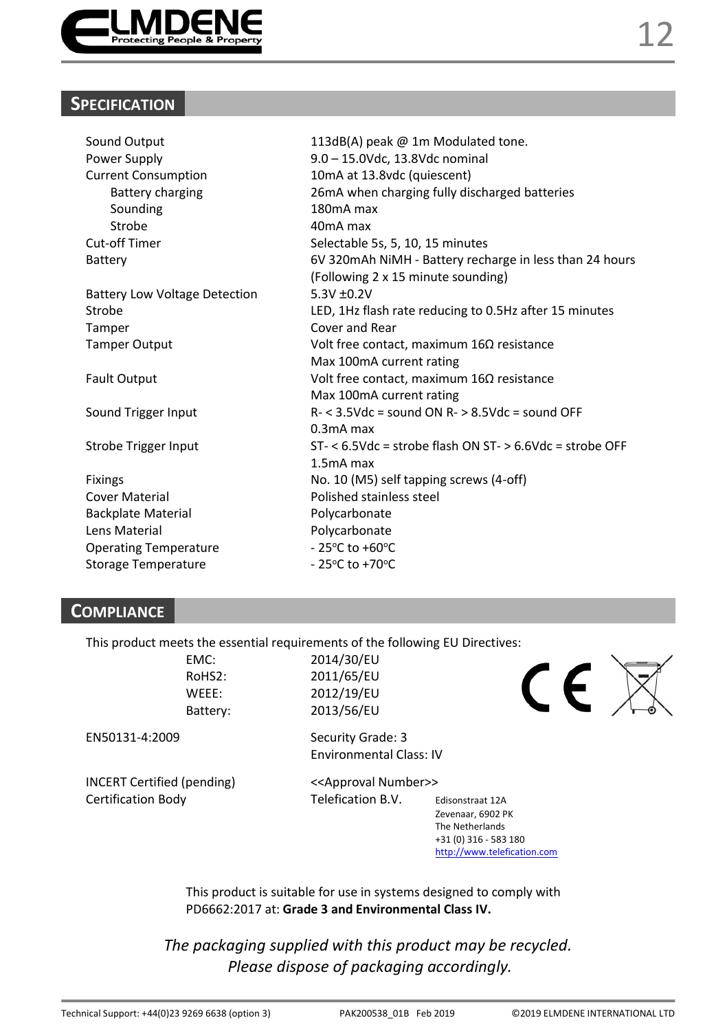## Specification

| | |
|---|---|
| Sound Output | 113dB(A) peak @ 1m Modulated tone. |
| Power Supply | 9.0 – 15.0Vdc, 13.8Vdc nominal |
| Current Consumption | 10mA at 13.8vdc (quiescent) |
| Battery charging | 26mA when charging fully discharged batteries |
| Sounding | 180mA max |
| Strobe | 40mA max |
| Cut-off Timer | Selectable 5s, 5, 10, 15 minutes |
| Battery | 6V 320mAh NiMH - Battery recharge in less than 24 hours (Following 2 x 15 minute sounding) |
| Battery Low Voltage Detection | 5.3V ±0.2V |
| Strobe | LED, 1Hz flash rate reducing to 0.5Hz after 15 minutes |
| Tamper | Cover and Rear |
| Tamper Output | Volt free contact, maximum 16Ω resistance<br>Max 100mA current rating |
| Fault Output | Volt free contact, maximum 16Ω resistance<br>Max 100mA current rating |
| Sound Trigger Input | R- < 3.5Vdc = sound ON R- > 8.5Vdc = sound OFF<br>0.3mA max |
| Strobe Trigger Input | ST- < 6.5Vdc = strobe flash ON ST- > 6.6Vdc = strobe OFF<br>1.5mA max |
| Fixings | No. 10 (M5) self tapping screws (4-off) |
| Cover Material | Polished stainless steel |
| Backplate Material | Polycarbonate |
| Lens Material | Polycarbonate |
| Operating Temperature | - 25°C to +60°C |
| Storage Temperature | - 25°C to +70°C |

## Compliance

This product meets the essential requirements of the following EU Directives:

| | |
|---|---|
| EMC: | 2014/30/EU |
| RoHS2: | 2011/65/EU |
| WEEE: | 2012/19/EU |
| Battery: | 2013/56/EU |

| | |
|---|---|
| EN50131-4:2009 | Security Grade: 3<br>Environmental Class: IV |
| INCERT Certified (pending) | <<Approval Number>> |
| Certification Body | Telefication B.V. Edisonstraat 12A, Zevenaar, 6902 PK, The Netherlands, +31 (0) 316 - 583 180, http://www.telefication.com |

This product is suitable for use in systems designed to comply with PD6662:2017 at: **Grade 3 and Environmental Class IV.**

*The packaging supplied with this product may be recycled.*
*Please dispose of packaging accordingly.*

Technical Support: +44(0)23 9269 6638 (option 3) PAK200538_01B Feb 2019 ©2019 ELMDENE INTERNATIONAL LTD